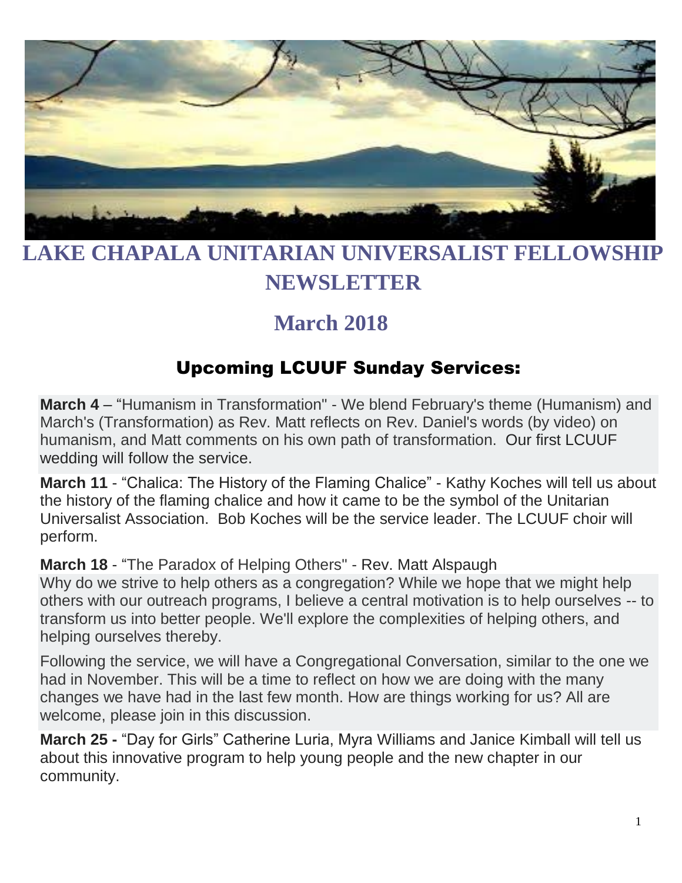# LAKE CHAPALA UNITARIAN UNIVERSALIST FELLOWSHIP NEWSLETTER

## March 2018

### Upcoming LCUUF Sunday Services:

**March 4** – "Humanism in Transformation" - We blend February's theme (Humanism) and March's (Transformation) as Rev. Matt reflects on Rev. Daniel's words (by video) on humanism, and Matt comments on his own path of transformation. Our first LCUUF wedding will follow the service.

**March 11** - "Chalica: The History of the Flaming Chalice" - Kathy Koches will tell us about the history of the flaming chalice and how it came to be the symbol of the Unitarian Universalist Association. Bob Koches will be the service leader. The LCUUF choir will perform.

**March 18** - "The Paradox of Helping Others" - Rev. Matt Alspaugh
Why do we strive to help others as a congregation? While we hope that we might help others with our outreach programs, I believe a central motivation is to help ourselves -- to transform us into better people. We'll explore the complexities of helping others, and helping ourselves thereby.

Following the service, we will have a Congregational Conversation, similar to the one we had in November. This will be a time to reflect on how we are doing with the many changes we have had in the last few month. How are things working for us? All are welcome, please join in this discussion.

**March 25 -** "Day for Girls" Catherine Luria, Myra Williams and Janice Kimball will tell us about this innovative program to help young people and the new chapter in our community.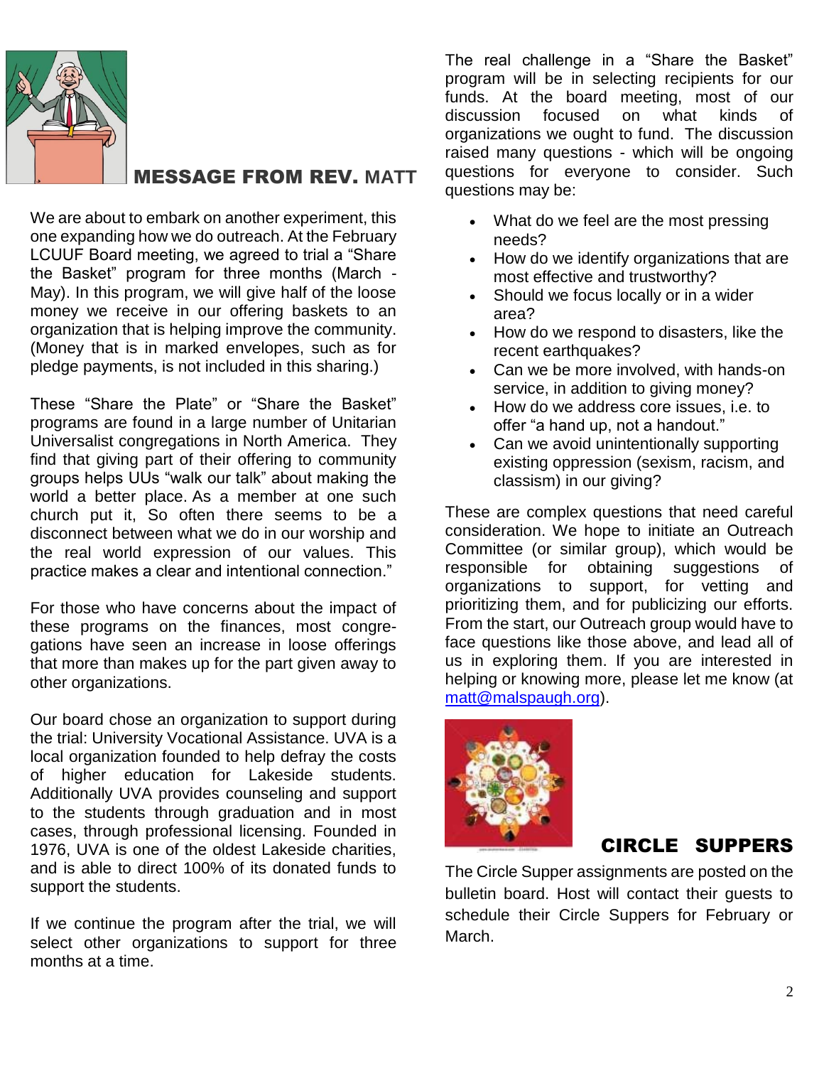## MESSAGE FROM REV. MATT

We are about to embark on another experiment, this one expanding how we do outreach. At the February LCUUF Board meeting, we agreed to trial a "Share the Basket" program for three months (March - May). In this program, we will give half of the loose money we receive in our offering baskets to an organization that is helping improve the community. (Money that is in marked envelopes, such as for pledge payments, is not included in this sharing.)

These "Share the Plate" or "Share the Basket" programs are found in a large number of Unitarian Universalist congregations in North America. They find that giving part of their offering to community groups helps UUs "walk our talk" about making the world a better place. As a member at one such church put it, So often there seems to be a disconnect between what we do in our worship and the real world expression of our values. This practice makes a clear and intentional connection."

For those who have concerns about the impact of these programs on the finances, most congregations have seen an increase in loose offerings that more than makes up for the part given away to other organizations.

Our board chose an organization to support during the trial: University Vocational Assistance. UVA is a local organization founded to help defray the costs of higher education for Lakeside students. Additionally UVA provides counseling and support to the students through graduation and in most cases, through professional licensing. Founded in 1976, UVA is one of the oldest Lakeside charities, and is able to direct 100% of its donated funds to support the students.

If we continue the program after the trial, we will select other organizations to support for three months at a time.

The real challenge in a "Share the Basket" program will be in selecting recipients for our funds. At the board meeting, most of our discussion focused on what kinds of organizations we ought to fund. The discussion raised many questions - which will be ongoing questions for everyone to consider. Such questions may be:

- What do we feel are the most pressing needs?
- How do we identify organizations that are most effective and trustworthy?
- Should we focus locally or in a wider area?
- How do we respond to disasters, like the recent earthquakes?
- Can we be more involved, with hands-on service, in addition to giving money?
- How do we address core issues, i.e. to offer "a hand up, not a handout."
- Can we avoid unintentionally supporting existing oppression (sexism, racism, and classism) in our giving?

These are complex questions that need careful consideration. We hope to initiate an Outreach Committee (or similar group), which would be responsible for obtaining suggestions of organizations to support, for vetting and prioritizing them, and for publicizing our efforts. From the start, our Outreach group would have to face questions like those above, and lead all of us in exploring them. If you are interested in helping or knowing more, please let me know (at matt@malspaugh.org).

## CIRCLE SUPPERS

The Circle Supper assignments are posted on the bulletin board. Host will contact their guests to schedule their Circle Suppers for February or March.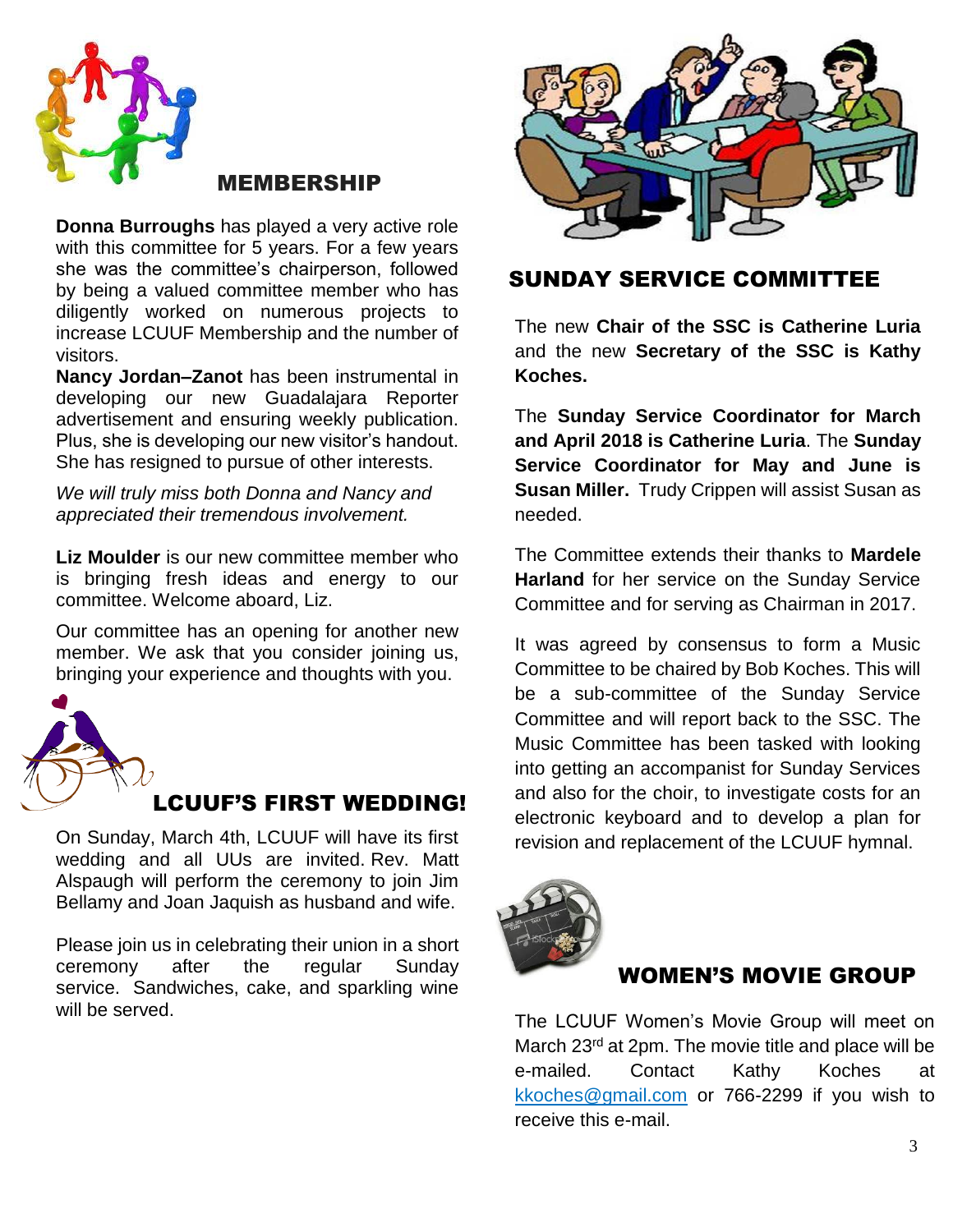## MEMBERSHIP

**Donna Burroughs** has played a very active role with this committee for 5 years. For a few years she was the committee's chairperson, followed by being a valued committee member who has diligently worked on numerous projects to increase LCUUF Membership and the number of visitors.

**Nancy Jordan–Zanot** has been instrumental in developing our new Guadalajara Reporter advertisement and ensuring weekly publication. Plus, she is developing our new visitor's handout. She has resigned to pursue of other interests.

*We will truly miss both Donna and Nancy and appreciated their tremendous involvement.*

**Liz Moulder** is our new committee member who is bringing fresh ideas and energy to our committee. Welcome aboard, Liz.

Our committee has an opening for another new member. We ask that you consider joining us, bringing your experience and thoughts with you.

## LCUUF'S FIRST WEDDING!

On Sunday, March 4th, LCUUF will have its first wedding and all UUs are invited. Rev. Matt Alspaugh will perform the ceremony to join Jim Bellamy and Joan Jaquish as husband and wife.

Please join us in celebrating their union in a short ceremony after the regular Sunday service. Sandwiches, cake, and sparkling wine will be served.

## SUNDAY SERVICE COMMITTEE

The new **Chair of the SSC is Catherine Luria** and the new **Secretary of the SSC is Kathy Koches.**

The **Sunday Service Coordinator for March and April 2018 is Catherine Luria**. The **Sunday Service Coordinator for May and June is Susan Miller.** Trudy Crippen will assist Susan as needed.

The Committee extends their thanks to **Mardele Harland** for her service on the Sunday Service Committee and for serving as Chairman in 2017.

It was agreed by consensus to form a Music Committee to be chaired by Bob Koches. This will be a sub-committee of the Sunday Service Committee and will report back to the SSC. The Music Committee has been tasked with looking into getting an accompanist for Sunday Services and also for the choir, to investigate costs for an electronic keyboard and to develop a plan for revision and replacement of the LCUUF hymnal.

## WOMEN'S MOVIE GROUP

The LCUUF Women's Movie Group will meet on March 23rd at 2pm. The movie title and place will be e-mailed. Contact Kathy Koches at kkoches@gmail.com or 766-2299 if you wish to receive this e-mail.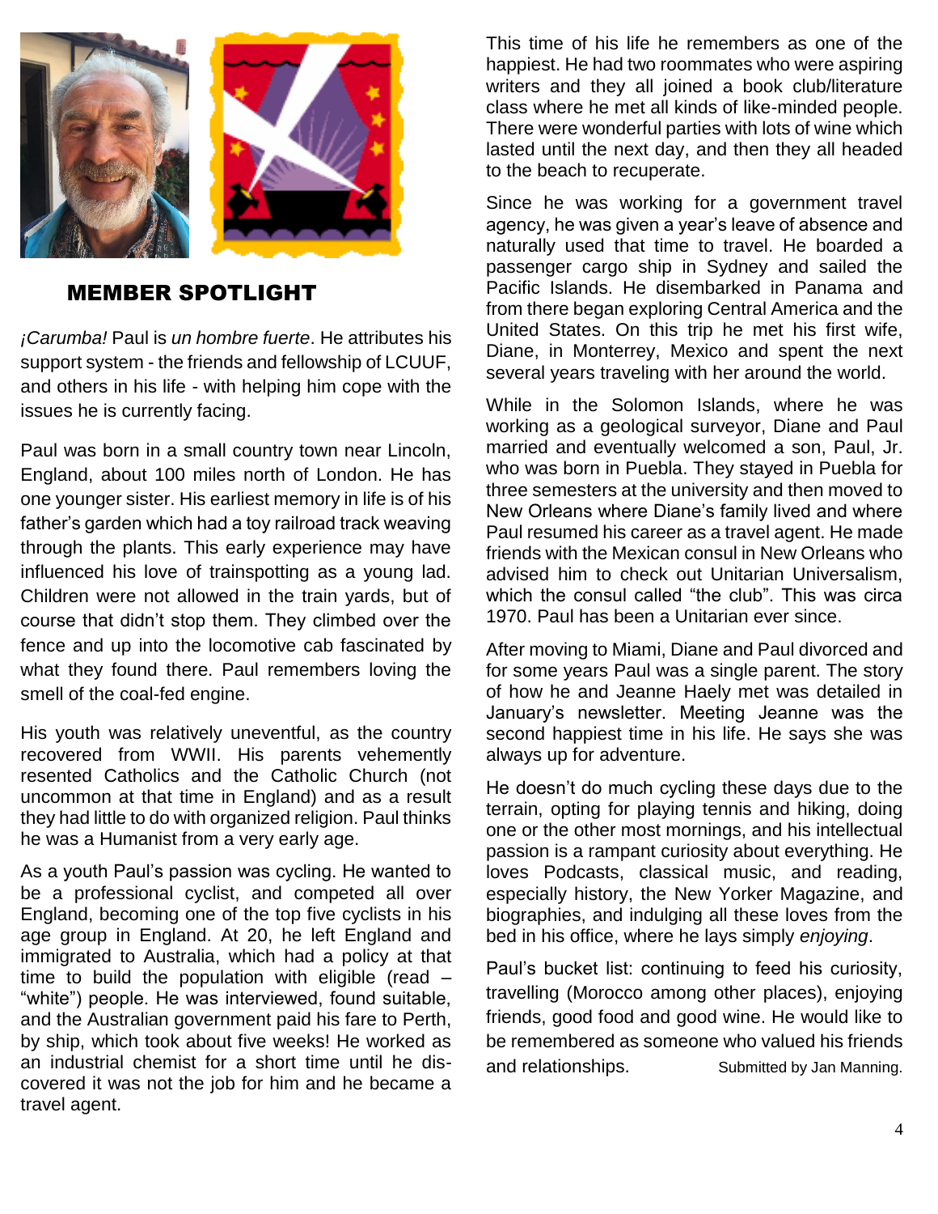## MEMBER SPOTLIGHT

*¡Carumba!* Paul is *un hombre fuerte*. He attributes his support system - the friends and fellowship of LCUUF, and others in his life - with helping him cope with the issues he is currently facing.

Paul was born in a small country town near Lincoln, England, about 100 miles north of London. He has one younger sister. His earliest memory in life is of his father's garden which had a toy railroad track weaving through the plants. This early experience may have influenced his love of trainspotting as a young lad. Children were not allowed in the train yards, but of course that didn't stop them. They climbed over the fence and up into the locomotive cab fascinated by what they found there. Paul remembers loving the smell of the coal-fed engine.

His youth was relatively uneventful, as the country recovered from WWII. His parents vehemently resented Catholics and the Catholic Church (not uncommon at that time in England) and as a result they had little to do with organized religion. Paul thinks he was a Humanist from a very early age.

As a youth Paul's passion was cycling. He wanted to be a professional cyclist, and competed all over England, becoming one of the top five cyclists in his age group in England. At 20, he left England and immigrated to Australia, which had a policy at that time to build the population with eligible (read – "white") people. He was interviewed, found suitable, and the Australian government paid his fare to Perth, by ship, which took about five weeks! He worked as an industrial chemist for a short time until he discovered it was not the job for him and he became a travel agent.

This time of his life he remembers as one of the happiest. He had two roommates who were aspiring writers and they all joined a book club/literature class where he met all kinds of like-minded people. There were wonderful parties with lots of wine which lasted until the next day, and then they all headed to the beach to recuperate.

Since he was working for a government travel agency, he was given a year's leave of absence and naturally used that time to travel. He boarded a passenger cargo ship in Sydney and sailed the Pacific Islands. He disembarked in Panama and from there began exploring Central America and the United States. On this trip he met his first wife, Diane, in Monterrey, Mexico and spent the next several years traveling with her around the world.

While in the Solomon Islands, where he was working as a geological surveyor, Diane and Paul married and eventually welcomed a son, Paul, Jr. who was born in Puebla. They stayed in Puebla for three semesters at the university and then moved to New Orleans where Diane's family lived and where Paul resumed his career as a travel agent. He made friends with the Mexican consul in New Orleans who advised him to check out Unitarian Universalism, which the consul called "the club". This was circa 1970. Paul has been a Unitarian ever since.

After moving to Miami, Diane and Paul divorced and for some years Paul was a single parent. The story of how he and Jeanne Haely met was detailed in January's newsletter. Meeting Jeanne was the second happiest time in his life. He says she was always up for adventure.

He doesn't do much cycling these days due to the terrain, opting for playing tennis and hiking, doing one or the other most mornings, and his intellectual passion is a rampant curiosity about everything. He loves Podcasts, classical music, and reading, especially history, the New Yorker Magazine, and biographies, and indulging all these loves from the bed in his office, where he lays simply *enjoying*.

Paul's bucket list: continuing to feed his curiosity, travelling (Morocco among other places), enjoying friends, good food and good wine. He would like to be remembered as someone who valued his friends and relationships.

Submitted by Jan Manning.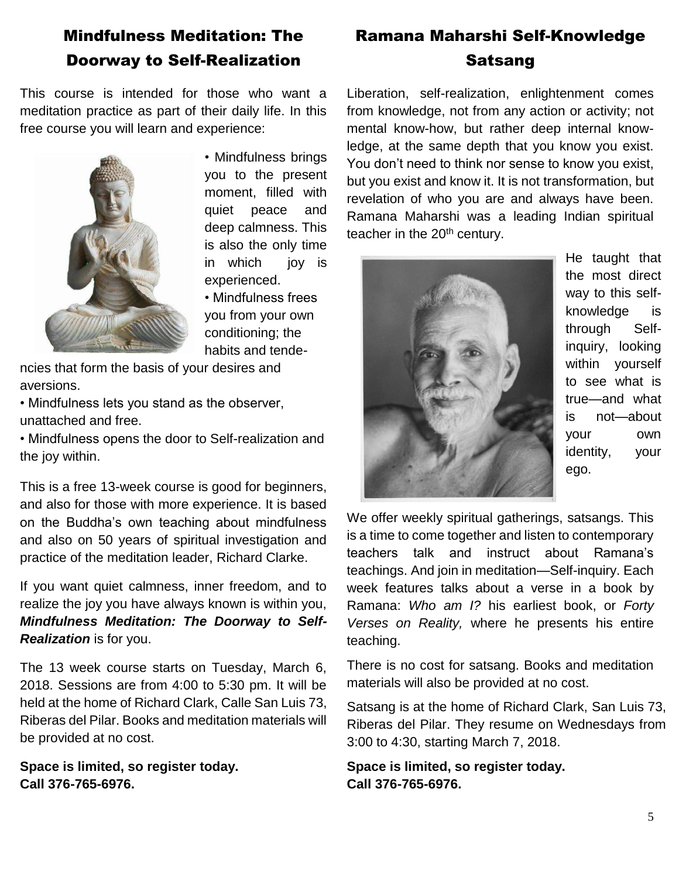## Mindfulness Meditation: The Doorway to Self-Realization

This course is intended for those who want a meditation practice as part of their daily life. In this free course you will learn and experience:

- Mindfulness brings you to the present moment, filled with quiet peace and deep calmness. This is also the only time in which joy is experienced.
- Mindfulness frees you from your own conditioning; the habits and tendencies that form the basis of your desires and aversions.
- Mindfulness lets you stand as the observer, unattached and free.
- Mindfulness opens the door to Self-realization and the joy within.

This is a free 13-week course is good for beginners, and also for those with more experience. It is based on the Buddha's own teaching about mindfulness and also on 50 years of spiritual investigation and practice of the meditation leader, Richard Clarke.

If you want quiet calmness, inner freedom, and to realize the joy you have always known is within you, ***Mindfulness Meditation: The Doorway to Self-Realization*** is for you.

The 13 week course starts on Tuesday, March 6, 2018. Sessions are from 4:00 to 5:30 pm. It will be held at the home of Richard Clark, Calle San Luis 73, Riberas del Pilar. Books and meditation materials will be provided at no cost.

**Space is limited, so register today.**
**Call 376-765-6976.**

## Ramana Maharshi Self-Knowledge Satsang

Liberation, self-realization, enlightenment comes from knowledge, not from any action or activity; not mental know-how, but rather deep internal knowledge, at the same depth that you know you exist. You don't need to think nor sense to know you exist, but you exist and know it. It is not transformation, but revelation of who you are and always have been. Ramana Maharshi was a leading Indian spiritual teacher in the 20th century.

He taught that the most direct way to this self-knowledge is through Self-inquiry, looking within yourself to see what is true—and what is not—about your own identity, your ego.

We offer weekly spiritual gatherings, satsangs. This is a time to come together and listen to contemporary teachers talk and instruct about Ramana's teachings. And join in meditation—Self-inquiry. Each week features talks about a verse in a book by Ramana: *Who am I?* his earliest book, or *Forty Verses on Reality,* where he presents his entire teaching.

There is no cost for satsang. Books and meditation materials will also be provided at no cost.

Satsang is at the home of Richard Clark, San Luis 73, Riberas del Pilar. They resume on Wednesdays from 3:00 to 4:30, starting March 7, 2018.

**Space is limited, so register today.**
**Call 376-765-6976.**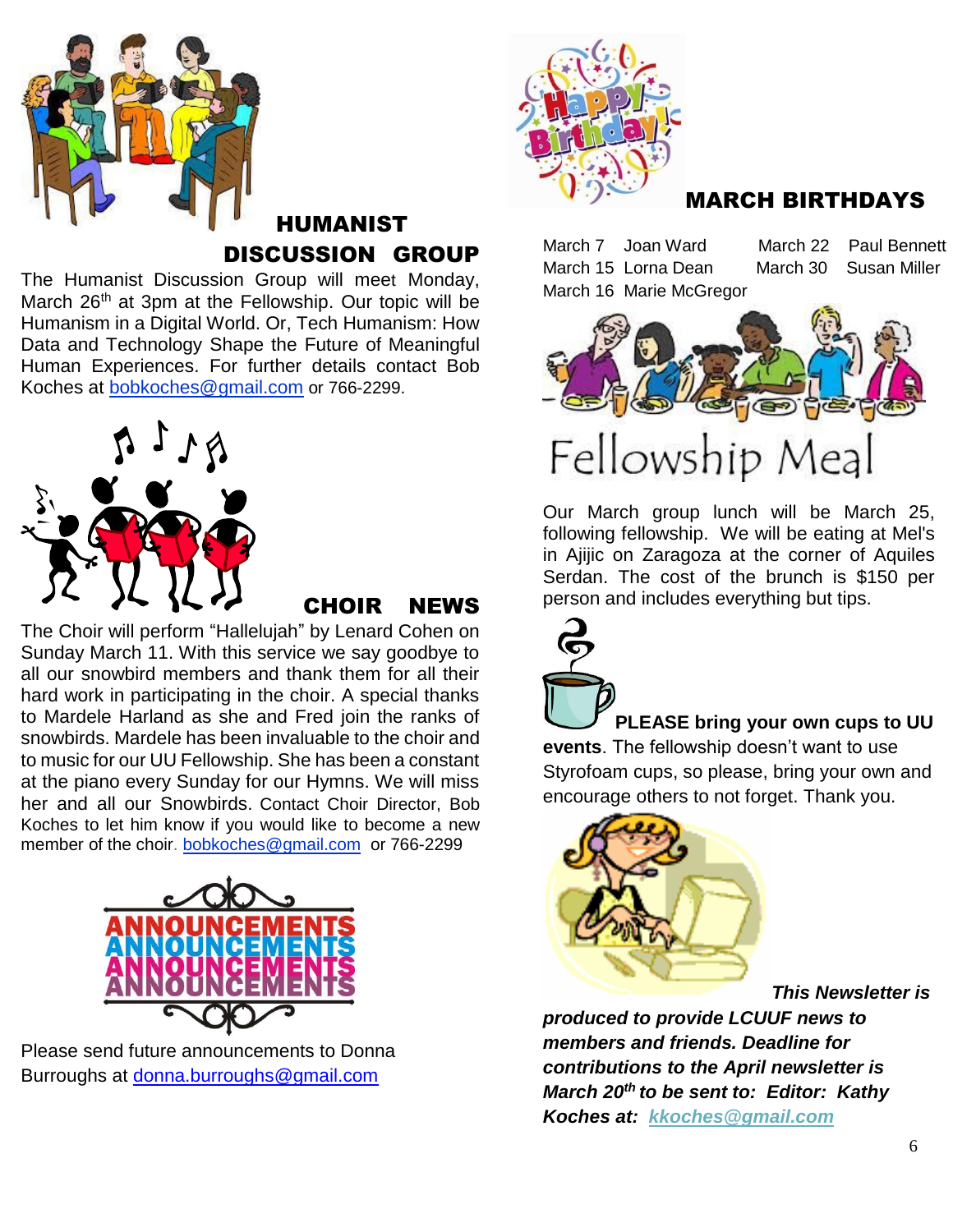## HUMANIST DISCUSSION GROUP

The Humanist Discussion Group will meet Monday, March 26th at 3pm at the Fellowship. Our topic will be Humanism in a Digital World. Or, Tech Humanism: How Data and Technology Shape the Future of Meaningful Human Experiences. For further details contact Bob Koches at bobkoches@gmail.com or 766-2299.

## CHOIR NEWS

The Choir will perform "Hallelujah" by Lenard Cohen on Sunday March 11. With this service we say goodbye to all our snowbird members and thank them for all their hard work in participating in the choir. A special thanks to Mardele Harland as she and Fred join the ranks of snowbirds. Mardele has been invaluable to the choir and to music for our UU Fellowship. She has been a constant at the piano every Sunday for our Hymns. We will miss her and all our Snowbirds. Contact Choir Director, Bob Koches to let him know if you would like to become a new member of the choir. bobkoches@gmail.com or 766-2299

## ANNOUNCEMENTS

Please send future announcements to Donna Burroughs at donna.burroughs@gmail.com

## MARCH BIRTHDAYS

| | | | |
|---|---|---|---|
| March 7 | Joan Ward | March 22 | Paul Bennett |
| March 15 | Lorna Dean | March 30 | Susan Miller |
| March 16 | Marie McGregor | | |

## Fellowship Meal

Our March group lunch will be March 25, following fellowship. We will be eating at Mel's in Ajijic on Zaragoza at the corner of Aquiles Serdan. The cost of the brunch is $150 per person and includes everything but tips.

**PLEASE bring your own cups to UU events**. The fellowship doesn't want to use Styrofoam cups, so please, bring your own and encourage others to not forget. Thank you.

***This Newsletter is produced to provide LCUUF news to members and friends. Deadline for contributions to the April newsletter is March 20th to be sent to: Editor: Kathy Koches at: kkoches@gmail.com***